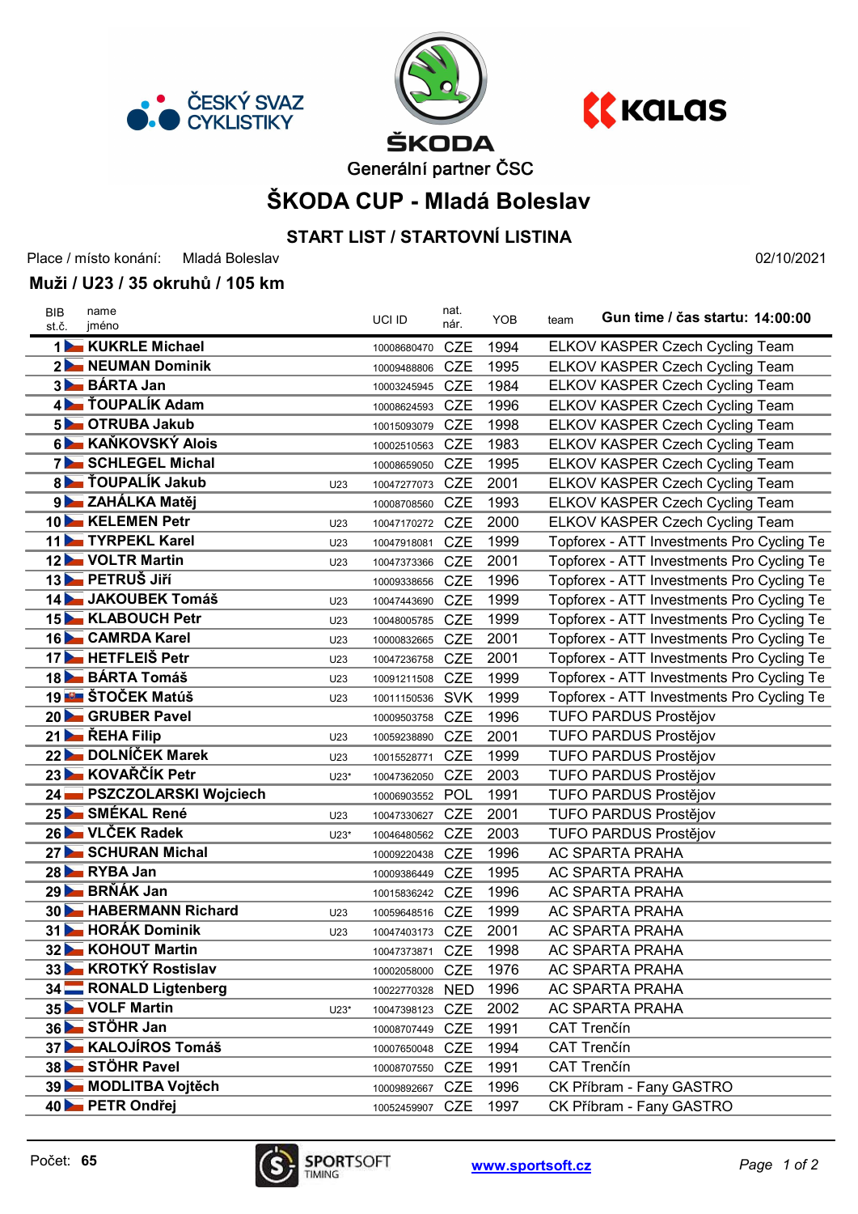ČESKÝ SVAZ CYKLISTIKY

ŠKODA

Generální partner ČSC

KALAS

# ŠKODA CUP - Mladá Boleslav

## START LIST / STARTOVNÍ LISTINA

Place / místo konání: Mladá Boleslav 02/10/2021

### Muži / U23 / 35 okruhů / 105 km

| BIB st.č. | name jméno | | UCI ID | nat. nár. | YOB | team |
|---|---|---|---|---|---|---|
| | | | | | | **Gun time / čas startu: 14:00:00** |
| 1 | **KUKRLE Michael** | | 10008680470 | CZE | 1994 | ELKOV KASPER Czech Cycling Team |
| 2 | **NEUMAN Dominik** | | 10009488806 | CZE | 1995 | ELKOV KASPER Czech Cycling Team |
| 3 | **BÁRTA Jan** | | 10003245945 | CZE | 1984 | ELKOV KASPER Czech Cycling Team |
| 4 | **ŤOUPALÍK Adam** | | 10008624593 | CZE | 1996 | ELKOV KASPER Czech Cycling Team |
| 5 | **OTRUBA Jakub** | | 10015093079 | CZE | 1998 | ELKOV KASPER Czech Cycling Team |
| 6 | **KAŇKOVSKÝ Alois** | | 10002510563 | CZE | 1983 | ELKOV KASPER Czech Cycling Team |
| 7 | **SCHLEGEL Michal** | | 10008659050 | CZE | 1995 | ELKOV KASPER Czech Cycling Team |
| 8 | **ŤOUPALÍK Jakub** | U23 | 10047277073 | CZE | 2001 | ELKOV KASPER Czech Cycling Team |
| 9 | **ZAHÁLKA Matěj** | | 10008708560 | CZE | 1993 | ELKOV KASPER Czech Cycling Team |
| 10 | **KELEMEN Petr** | U23 | 10047170272 | CZE | 2000 | ELKOV KASPER Czech Cycling Team |
| 11 | **TYRPEKL Karel** | U23 | 10047918081 | CZE | 1999 | Topforex - ATT Investments Pro Cycling Te |
| 12 | **VOLTR Martin** | U23 | 10047373366 | CZE | 2001 | Topforex - ATT Investments Pro Cycling Te |
| 13 | **PETRUŠ Jiří** | | 10009338656 | CZE | 1996 | Topforex - ATT Investments Pro Cycling Te |
| 14 | **JAKOUBEK Tomáš** | U23 | 10047443690 | CZE | 1999 | Topforex - ATT Investments Pro Cycling Te |
| 15 | **KLABOUCH Petr** | U23 | 10048005785 | CZE | 1999 | Topforex - ATT Investments Pro Cycling Te |
| 16 | **CAMRDA Karel** | U23 | 10000832665 | CZE | 2001 | Topforex - ATT Investments Pro Cycling Te |
| 17 | **HETFLEIŠ Petr** | U23 | 10047236758 | CZE | 2001 | Topforex - ATT Investments Pro Cycling Te |
| 18 | **BÁRTA Tomáš** | U23 | 10091211508 | CZE | 1999 | Topforex - ATT Investments Pro Cycling Te |
| 19 | **ŠTOČEK Matúš** | U23 | 10011150536 | SVK | 1999 | Topforex - ATT Investments Pro Cycling Te |
| 20 | **GRUBER Pavel** | | 10009503758 | CZE | 1996 | TUFO PARDUS Prostějov |
| 21 | **ŘEHA Filip** | U23 | 10059238890 | CZE | 2001 | TUFO PARDUS Prostějov |
| 22 | **DOLNÍČEK Marek** | U23 | 10015528771 | CZE | 1999 | TUFO PARDUS Prostějov |
| 23 | **KOVAŘČÍK Petr** | U23* | 10047362050 | CZE | 2003 | TUFO PARDUS Prostějov |
| 24 | **PSZCZOLARSKI Wojciech** | | 10006903552 | POL | 1991 | TUFO PARDUS Prostějov |
| 25 | **SMÉKAL René** | U23 | 10047330627 | CZE | 2001 | TUFO PARDUS Prostějov |
| 26 | **VLČEK Radek** | U23* | 10046480562 | CZE | 2003 | TUFO PARDUS Prostějov |
| 27 | **SCHURAN Michal** | | 10009220438 | CZE | 1996 | AC SPARTA PRAHA |
| 28 | **RYBA Jan** | | 10009386449 | CZE | 1995 | AC SPARTA PRAHA |
| 29 | **BRŇÁK Jan** | | 10015836242 | CZE | 1996 | AC SPARTA PRAHA |
| 30 | **HABERMANN Richard** | U23 | 10059648516 | CZE | 1999 | AC SPARTA PRAHA |
| 31 | **HORÁK Dominik** | U23 | 10047403173 | CZE | 2001 | AC SPARTA PRAHA |
| 32 | **KOHOUT Martin** | | 10047373871 | CZE | 1998 | AC SPARTA PRAHA |
| 33 | **KROTKÝ Rostislav** | | 10002058000 | CZE | 1976 | AC SPARTA PRAHA |
| 34 | **RONALD Ligtenberg** | | 10022770328 | NED | 1996 | AC SPARTA PRAHA |
| 35 | **VOLF Martin** | U23* | 10047398123 | CZE | 2002 | AC SPARTA PRAHA |
| 36 | **STÖHR Jan** | | 10008707449 | CZE | 1991 | CAT Trenčín |
| 37 | **KALOJÍROS Tomáš** | | 10007650048 | CZE | 1994 | CAT Trenčín |
| 38 | **STÖHR Pavel** | | 10008707550 | CZE | 1991 | CAT Trenčín |
| 39 | **MODLITBA Vojtěch** | | 10009892667 | CZE | 1996 | CK Příbram - Fany GASTRO |
| 40 | **PETR Ondřej** | | 10052459907 | CZE | 1997 | CK Příbram - Fany GASTRO |

Počet: **65**

SPORTSOFT TIMING

www.sportsoft.cz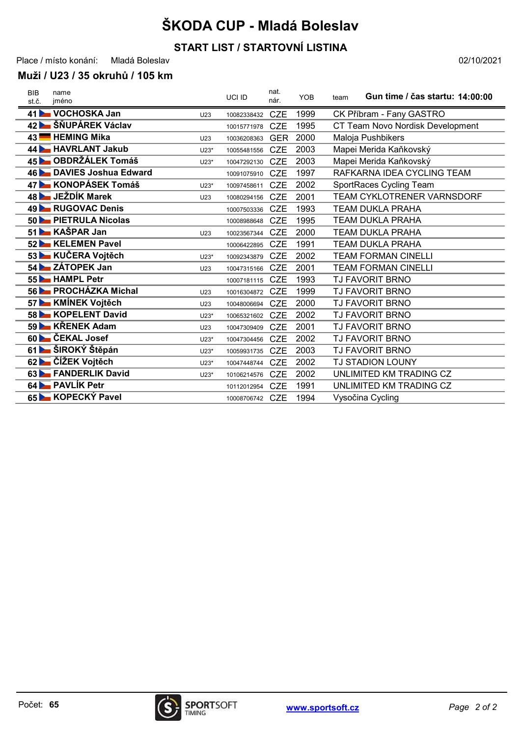# ŠKODA CUP - Mladá Boleslav

## START LIST / STARTOVNÍ LISTINA

Place / místo konání: Mladá Boleslav

02/10/2021

### Muži / U23 / 35 okruhů / 105 km

| BIB st.č. | name jméno | | UCI ID | nat. nár. | YOB | team |
|---|---|---|---|---|---|---|
| | | | | | | **Gun time / čas startu: 14:00:00** |
| **41** | **VOCHOSKA Jan** | U23 | 10082338432 | CZE | 1999 | CK Příbram - Fany GASTRO |
| **42** | **ŠŇUPÁREK Václav** | | 10015771978 | CZE | 1995 | CT Team Novo Nordisk Development |
| **43** | **HEMING Mika** | U23 | 10036208363 | GER | 2000 | Maloja Pushbikers |
| **44** | **HAVRLANT Jakub** | U23* | 10055481556 | CZE | 2003 | Mapei Merida Kaňkovský |
| **45** | **OBDRŽÁLEK Tomáš** | U23* | 10047292130 | CZE | 2003 | Mapei Merida Kaňkovský |
| **46** | **DAVIES Joshua Edward** | | 10091075910 | CZE | 1997 | RAFKARNA IDEA CYCLING TEAM |
| **47** | **KONOPÁSEK Tomáš** | U23* | 10097458611 | CZE | 2002 | SportRaces Cycling Team |
| **48** | **JEŽDÍK Marek** | U23 | 10080294156 | CZE | 2001 | TEAM CYKLOTRENER VARNSDORF |
| **49** | **RUGOVAC Denis** | | 10007503336 | CZE | 1993 | TEAM DUKLA PRAHA |
| **50** | **PIETRULA Nicolas** | | 10008988648 | CZE | 1995 | TEAM DUKLA PRAHA |
| **51** | **KAŠPAR Jan** | U23 | 10023567344 | CZE | 2000 | TEAM DUKLA PRAHA |
| **52** | **KELEMEN Pavel** | | 10006422895 | CZE | 1991 | TEAM DUKLA PRAHA |
| **53** | **KUČERA Vojtěch** | U23* | 10092343879 | CZE | 2002 | TEAM FORMAN CINELLI |
| **54** | **ZÁTOPEK Jan** | U23 | 10047315166 | CZE | 2001 | TEAM FORMAN CINELLI |
| **55** | **HAMPL Petr** | | 10007181115 | CZE | 1993 | TJ FAVORIT BRNO |
| **56** | **PROCHÁZKA Michal** | U23 | 10016304872 | CZE | 1999 | TJ FAVORIT BRNO |
| **57** | **KMÍNEK Vojtěch** | U23 | 10048006694 | CZE | 2000 | TJ FAVORIT BRNO |
| **58** | **KOPELENT David** | U23* | 10065321602 | CZE | 2002 | TJ FAVORIT BRNO |
| **59** | **KŘENEK Adam** | U23 | 10047309409 | CZE | 2001 | TJ FAVORIT BRNO |
| **60** | **ČEKAL Josef** | U23* | 10047304456 | CZE | 2002 | TJ FAVORIT BRNO |
| **61** | **ŠIROKÝ Štěpán** | U23* | 10059931735 | CZE | 2003 | TJ FAVORIT BRNO |
| **62** | **ČÍŽEK Vojtěch** | U23* | 10047448744 | CZE | 2002 | TJ STADION LOUNY |
| **63** | **FANDERLIK David** | U23* | 10106214576 | CZE | 2002 | UNLIMITED KM TRADING CZ |
| **64** | **PAVLÍK Petr** | | 10112012954 | CZE | 1991 | UNLIMITED KM TRADING CZ |
| **65** | **KOPECKÝ Pavel** | | 10008706742 | CZE | 1994 | Vysočina Cycling |

Počet: **65**

SPORTSOFT TIMING

www.sportsoft.cz